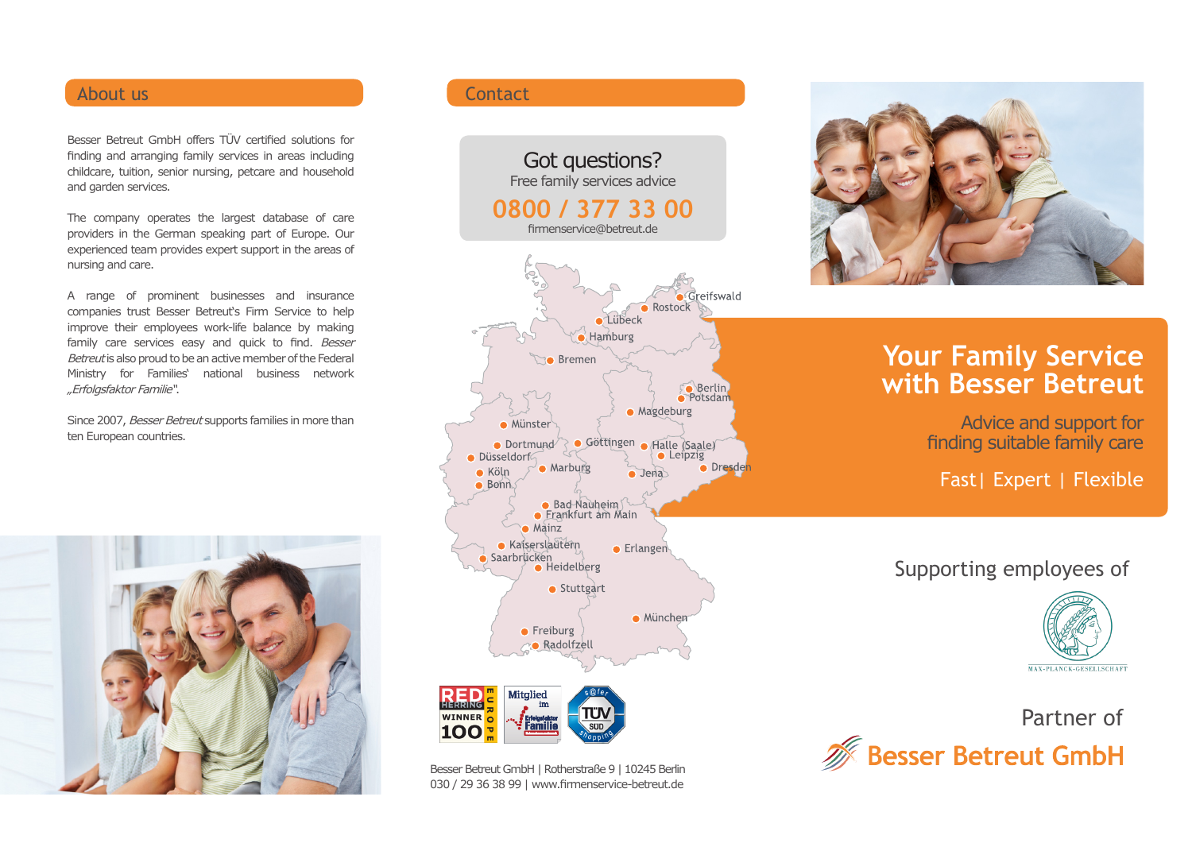## About us

Besser Betreut GmbH offers TÜV certified solutions for finding and arranging family services in areas including childcare, tuition, senior nursing, petcare and household and garden services.

The company operates the largest database of care providers in the German speaking part of Europe. Our experienced team provides expert support in the areas of nursing and care.

A range of prominent businesses and insurance companies trust Besser Betreut's Firm Service to help improve their employees work-life balance by making family care services easy and quick to find. *Besser Betreut* is also proud to be an active member of the Federal Ministry for Families' national business network *„Erfolgsfaktor Familie"*.

Since 2007, *Besser Betreut* supports families in more than ten European countries.

## Contact

**Got questions?**
Free family services advice

**0800 / 377 33 00**

firmenservice@betreut.de

Greifswald, Rostock, Lübeck, Hamburg, Bremen, Berlin, Potsdam, Magdeburg, Münster, Dortmund, Göttingen, Halle (Saale), Leipzig, Düsseldorf, Köln, Bonn, Marburg, Jena, Dresden, Bad Nauheim, Frankfurt am Main, Mainz, Kaiserslautern, Saarbrücken, Erlangen, Heidelberg, Stuttgart, München, Freiburg, Radolfzell

Besser Betreut GmbH | Rotherstraße 9 | 10245 Berlin
030 / 29 36 38 99 | www.firmenservice-betreut.de

# Your Family Service with Besser Betreut

Advice and support for finding suitable family care

Fast | Expert | Flexible

Supporting employees of

MAX-PLANCK-GESELLSCHAFT

Partner of

**Besser Betreut GmbH**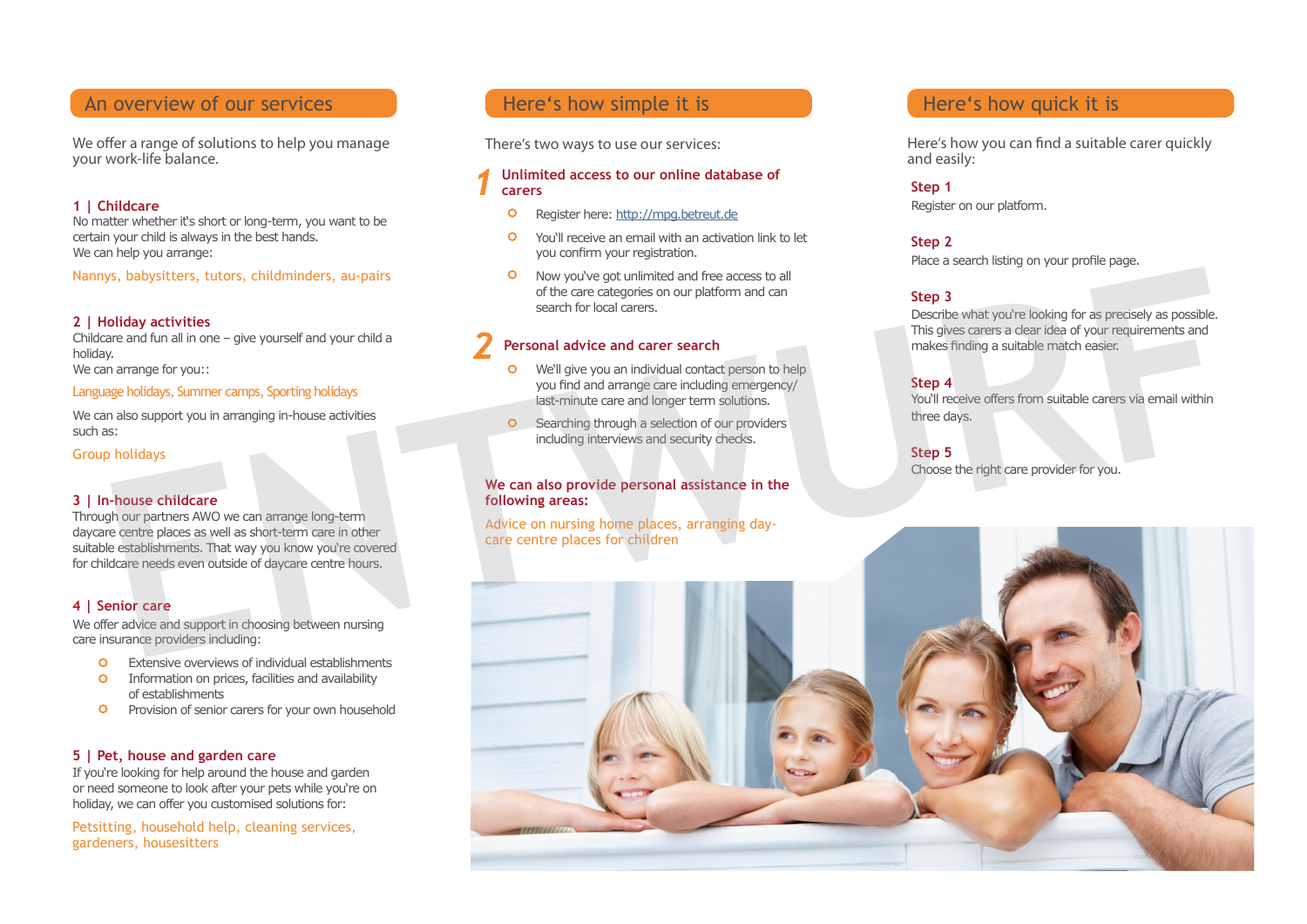## An overview of our services

We offer a range of solutions to help you manage your work-life balance.

### 1 | Childcare

No matter whether it's short or long-term, you want to be certain your child is always in the best hands.
We can help you arrange:

Nannys, babysitters, tutors, childminders, au-pairs

### 2 | Holiday activities

Childcare and fun all in one – give yourself and your child a holiday.
We can arrange for you::

Language holidays, Summer camps, Sporting holidays

We can also support you in arranging in-house activities such as:

Group holidays

### 3 | In-house childcare

Through our partners AWO we can arrange long-term daycare centre places as well as short-term care in other suitable establishments. That way you know you're covered for childcare needs even outside of daycare centre hours.

### 4 | Senior care

We offer advice and support in choosing between nursing care insurance providers including:

- Extensive overviews of individual establishments
- Information on prices, facilities and availability of establishments
- Provision of senior carers for your own household

### 5 | Pet, house and garden care

If you're looking for help around the house and garden or need someone to look after your pets while you're on holiday, we can offer you customised solutions for:

Petsitting, household help, cleaning services, gardeners, housesitters

## Here's how simple it is

There's two ways to use our services:

### 1 Unlimited access to our online database of carers

- Register here: http://mpg.betreut.de
- You'll receive an email with an activation link to let you confirm your registration.
- Now you've got unlimited and free access to all of the care categories on our platform and can search for local carers.

### 2 Personal advice and carer search

- We'll give you an individual contact person to help you find and arrange care including emergency/last-minute care and longer term solutions.
- Searching through a selection of our providers including interviews and security checks.

**We can also provide personal assistance in the following areas:**

Advice on nursing home places, arranging day-care centre places for children

## Here's how quick it is

Here's how you can find a suitable carer quickly and easily:

**Step 1**
Register on our platform.

**Step 2**
Place a search listing on your profile page.

**Step 3**
Describe what you're looking for as precisely as possible. This gives carers a clear idea of your requirements and makes finding a suitable match easier.

**Step 4**
You'll receive offers from suitable carers via email within three days.

**Step 5**
Choose the right care provider for you.

ENTWURF